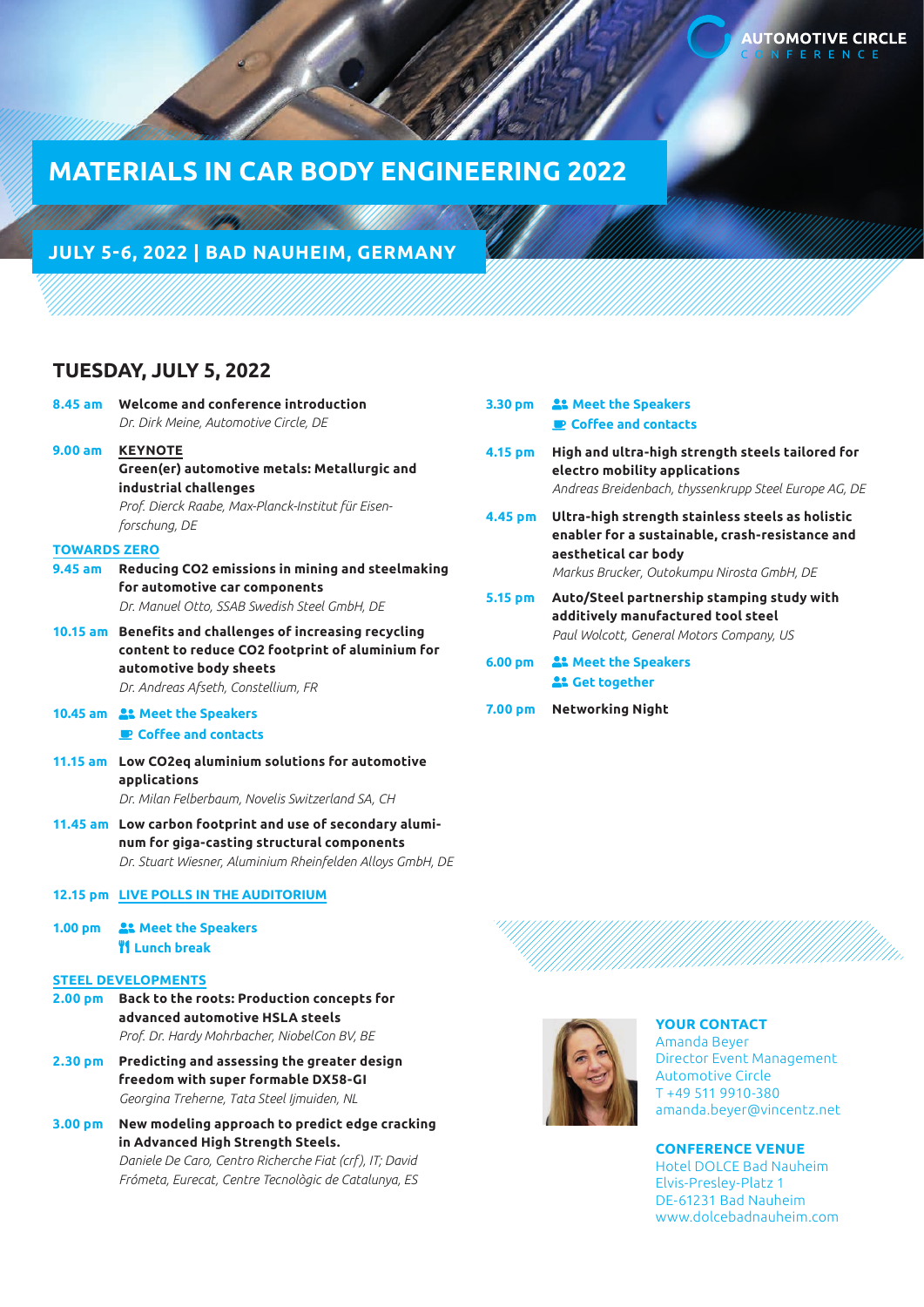AUTOMOTIVE CIRCLE CONFERENCE

# MATERIALS IN CAR BODY ENGINEERING 2022

## JULY 5-6, 2022 | BAD NAUHEIM, GERMANY

## TUESDAY, JULY 5, 2022

**8.45 am** **Welcome and conference introduction**
*Dr. Dirk Meine, Automotive Circle, DE*

**9.00 am** **KEYNOTE**
**Green(er) automotive metals: Metallurgic and industrial challenges**
*Prof. Dierck Raabe, Max-Planck-Institut für Eisen-forschung, DE*

### TOWARDS ZERO

**9.45 am** **Reducing CO2 emissions in mining and steelmaking for automotive car components**
*Dr. Manuel Otto, SSAB Swedish Steel GmbH, DE*

**10.15 am** **Benefits and challenges of increasing recycling content to reduce CO2 footprint of aluminium for automotive body sheets**
*Dr. Andreas Afseth, Constellium, FR*

**10.45 am** **Meet the Speakers**
**Coffee and contacts**

**11.15 am** **Low CO2eq aluminium solutions for automotive applications**
*Dr. Milan Felberbaum, Novelis Switzerland SA, CH*

**11.45 am** **Low carbon footprint and use of secondary aluminum for giga-casting structural components**
*Dr. Stuart Wiesner, Aluminium Rheinfelden Alloys GmbH, DE*

**12.15 pm** **LIVE POLLS IN THE AUDITORIUM**

**1.00 pm** **Meet the Speakers**
**Lunch break**

### STEEL DEVELOPMENTS

**2.00 pm** **Back to the roots: Production concepts for advanced automotive HSLA steels**
*Prof. Dr. Hardy Mohrbacher, NiobelCon BV, BE*

**2.30 pm** **Predicting and assessing the greater design freedom with super formable DX58-GI**
*Georgina Treherne, Tata Steel Ijmuiden, NL*

**3.00 pm** **New modeling approach to predict edge cracking in Advanced High Strength Steels.**
*Daniele De Caro, Centro Richerche Fiat (crf), IT; David Frómeta, Eurecat, Centre Tecnològic de Catalunya, ES*

**3.30 pm** **Meet the Speakers**
**Coffee and contacts**

**4.15 pm** **High and ultra-high strength steels tailored for electro mobility applications**
*Andreas Breidenbach, thyssenkrupp Steel Europe AG, DE*

**4.45 pm** **Ultra-high strength stainless steels as holistic enabler for a sustainable, crash-resistance and aesthetical car body**
*Markus Brucker, Outokumpu Nirosta GmbH, DE*

**5.15 pm** **Auto/Steel partnership stamping study with additively manufactured tool steel**
*Paul Wolcott, General Motors Company, US*

**6.00 pm** **Meet the Speakers**
**Get together**

**7.00 pm** **Networking Night**

**YOUR CONTACT**
Amanda Beyer
Director Event Management
Automotive Circle
T +49 511 9910-380
amanda.beyer@vincentz.net

**CONFERENCE VENUE**
Hotel DOLCE Bad Nauheim
Elvis-Presley-Platz 1
DE-61231 Bad Nauheim
www.dolcebadnauheim.com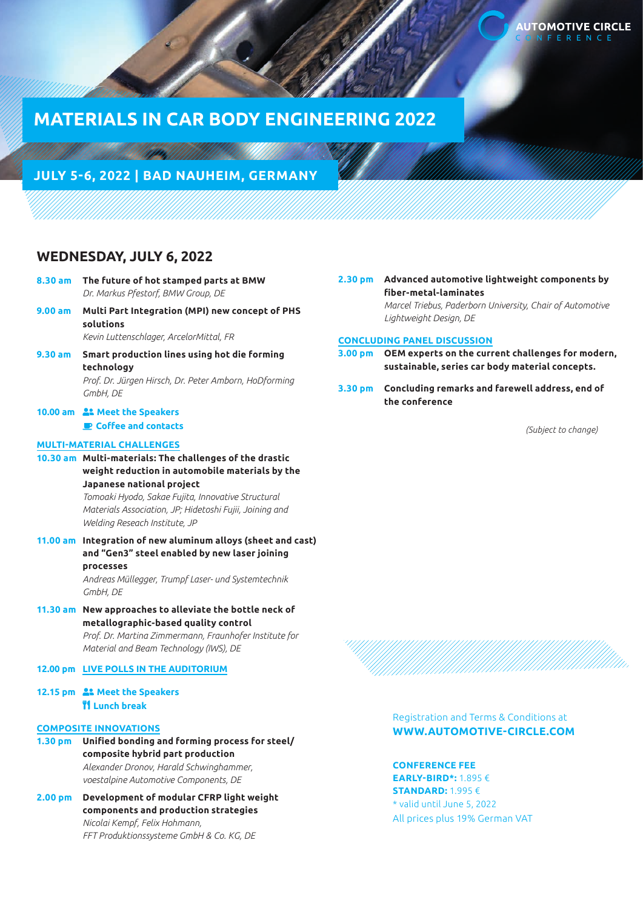# MATERIALS IN CAR BODY ENGINEERING 2022

## JULY 5-6, 2022 | BAD NAUHEIM, GERMANY

## WEDNESDAY, JULY 6, 2022

**8.30 am** **The future of hot stamped parts at BMW**
*Dr. Markus Pfestorf, BMW Group, DE*

**9.00 am** **Multi Part Integration (MPI) new concept of PHS solutions**
*Kevin Luttenschlager, ArcelorMittal, FR*

**9.30 am** **Smart production lines using hot die forming technology**
*Prof. Dr. Jürgen Hirsch, Dr. Peter Amborn, HoDforming GmbH, DE*

**10.00 am** **Meet the Speakers**
**Coffee and contacts**

**MULTI-MATERIAL CHALLENGES**

**10.30 am** **Multi-materials: The challenges of the drastic weight reduction in automobile materials by the Japanese national project**
*Tomoaki Hyodo, Sakae Fujita, Innovative Structural Materials Association, JP; Hidetoshi Fujii, Joining and Welding Reseach Institute, JP*

**11.00 am** **Integration of new aluminum alloys (sheet and cast) and "Gen3" steel enabled by new laser joining processes**
*Andreas Müllegger, Trumpf Laser- und Systemtechnik GmbH, DE*

**11.30 am** **New approaches to alleviate the bottle neck of metallographic-based quality control**
*Prof. Dr. Martina Zimmermann, Fraunhofer Institute for Material and Beam Technology (IWS), DE*

**12.00 pm** **LIVE POLLS IN THE AUDITORIUM**

**12.15 pm** **Meet the Speakers**
**Lunch break**

**COMPOSITE INNOVATIONS**

**1.30 pm** **Unified bonding and forming process for steel/ composite hybrid part production**
*Alexander Dronov, Harald Schwinghammer, voestalpine Automotive Components, DE*

**2.00 pm** **Development of modular CFRP light weight components and production strategies**
*Nicolai Kempf, Felix Hohmann, FFT Produktionssysteme GmbH & Co. KG, DE*

**2.30 pm** **Advanced automotive lightweight components by fiber-metal-laminates**
*Marcel Triebus, Paderborn University, Chair of Automotive Lightweight Design, DE*

**CONCLUDING PANEL DISCUSSION**

**3.00 pm** **OEM experts on the current challenges for modern, sustainable, series car body material concepts.**

**3.30 pm** **Concluding remarks and farewell address, end of the conference**

*(Subject to change)*

Registration and Terms & Conditions at
**WWW.AUTOMOTIVE-CIRCLE.COM**

**CONFERENCE FEE**
**EARLY-BIRD*:** 1.895 €
**STANDARD:** 1.995 €
* valid until June 5, 2022
All prices plus 19% German VAT